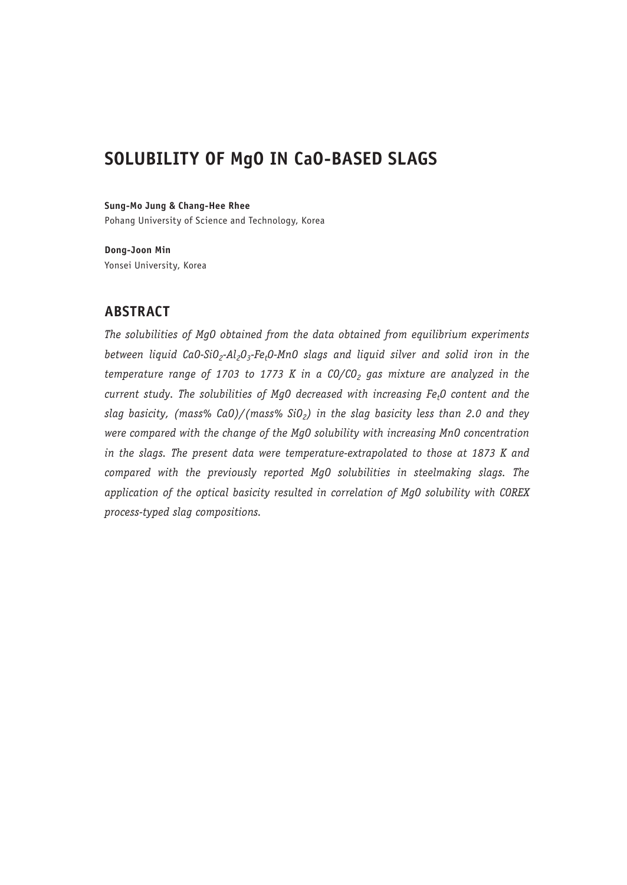# SOLUBILITY OF MgO IN CaO-BASED SLAGS

**Sung-Mo Jung & Chang-Hee Rhee**
Pohang University of Science and Technology, Korea

**Dong-Joon Min**
Yonsei University, Korea

## ABSTRACT

*The solubilities of MgO obtained from the data obtained from equilibrium experiments between liquid CaO-$SiO_2$-$Al_2O_3$-$Fe_tO$-MnO slags and liquid silver and solid iron in the temperature range of 1703 to 1773 K in a CO/$CO_2$ gas mixture are analyzed in the current study. The solubilities of MgO decreased with increasing $Fe_tO$ content and the slag basicity, (mass% CaO)/(mass% $SiO_2$) in the slag basicity less than 2.0 and they were compared with the change of the MgO solubility with increasing MnO concentration in the slags. The present data were temperature-extrapolated to those at 1873 K and compared with the previously reported MgO solubilities in steelmaking slags. The application of the optical basicity resulted in correlation of MgO solubility with COREX process-typed slag compositions.*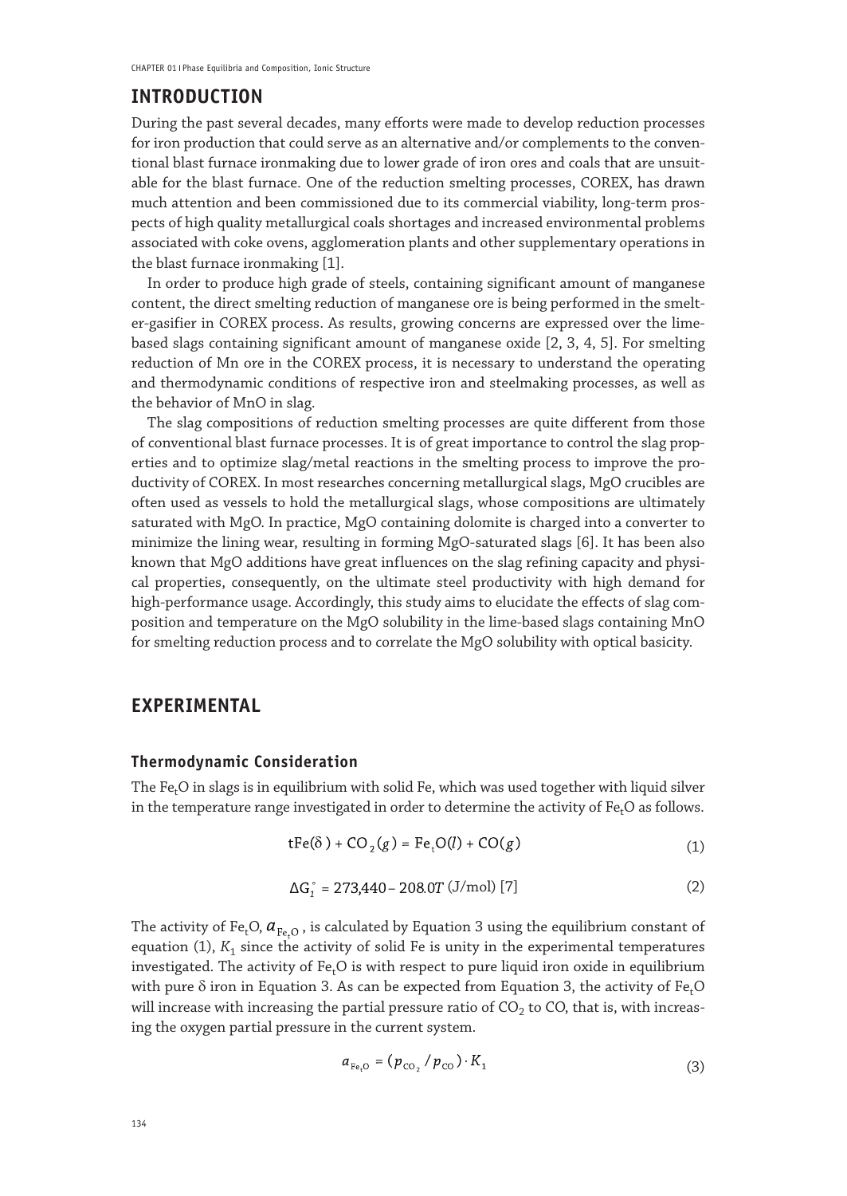## INTRODUCTION

During the past several decades, many efforts were made to develop reduction processes for iron production that could serve as an alternative and/or complements to the conventional blast furnace ironmaking due to lower grade of iron ores and coals that are unsuitable for the blast furnace. One of the reduction smelting processes, COREX, has drawn much attention and been commissioned due to its commercial viability, long-term prospects of high quality metallurgical coals shortages and increased environmental problems associated with coke ovens, agglomeration plants and other supplementary operations in the blast furnace ironmaking [1].

In order to produce high grade of steels, containing significant amount of manganese content, the direct smelting reduction of manganese ore is being performed in the smelter-gasifier in COREX process. As results, growing concerns are expressed over the lime-based slags containing significant amount of manganese oxide [2, 3, 4, 5]. For smelting reduction of Mn ore in the COREX process, it is necessary to understand the operating and thermodynamic conditions of respective iron and steelmaking processes, as well as the behavior of MnO in slag.

The slag compositions of reduction smelting processes are quite different from those of conventional blast furnace processes. It is of great importance to control the slag properties and to optimize slag/metal reactions in the smelting process to improve the productivity of COREX. In most researches concerning metallurgical slags, MgO crucibles are often used as vessels to hold the metallurgical slags, whose compositions are ultimately saturated with MgO. In practice, MgO containing dolomite is charged into a converter to minimize the lining wear, resulting in forming MgO-saturated slags [6]. It has been also known that MgO additions have great influences on the slag refining capacity and physical properties, consequently, on the ultimate steel productivity with high demand for high-performance usage. Accordingly, this study aims to elucidate the effects of slag composition and temperature on the MgO solubility in the lime-based slags containing MnO for smelting reduction process and to correlate the MgO solubility with optical basicity.

## EXPERIMENTAL

### Thermodynamic Consideration

The $Fe_tO$ in slags is in equilibrium with solid Fe, which was used together with liquid silver in the temperature range investigated in order to determine the activity of $Fe_tO$ as follows.

$$tFe(\delta) + CO_2(g) = Fe_tO(l) + CO(g) \tag{1}$$

$$\Delta G_1^\circ = 273{,}440 - 208.0T \text{ (J/mol) [7]} \tag{2}$$

The activity of $Fe_tO$, $a_{Fe_tO}$, is calculated by Equation 3 using the equilibrium constant of equation (1), $K_1$ since the activity of solid Fe is unity in the experimental temperatures investigated. The activity of $Fe_tO$ is with respect to pure liquid iron oxide in equilibrium with pure $\delta$ iron in Equation 3. As can be expected from Equation 3, the activity of $Fe_tO$ will increase with increasing the partial pressure ratio of $CO_2$ to CO, that is, with increasing the oxygen partial pressure in the current system.

$$a_{Fe_tO} = (p_{CO_2}/p_{CO}) \cdot K_1 \tag{3}$$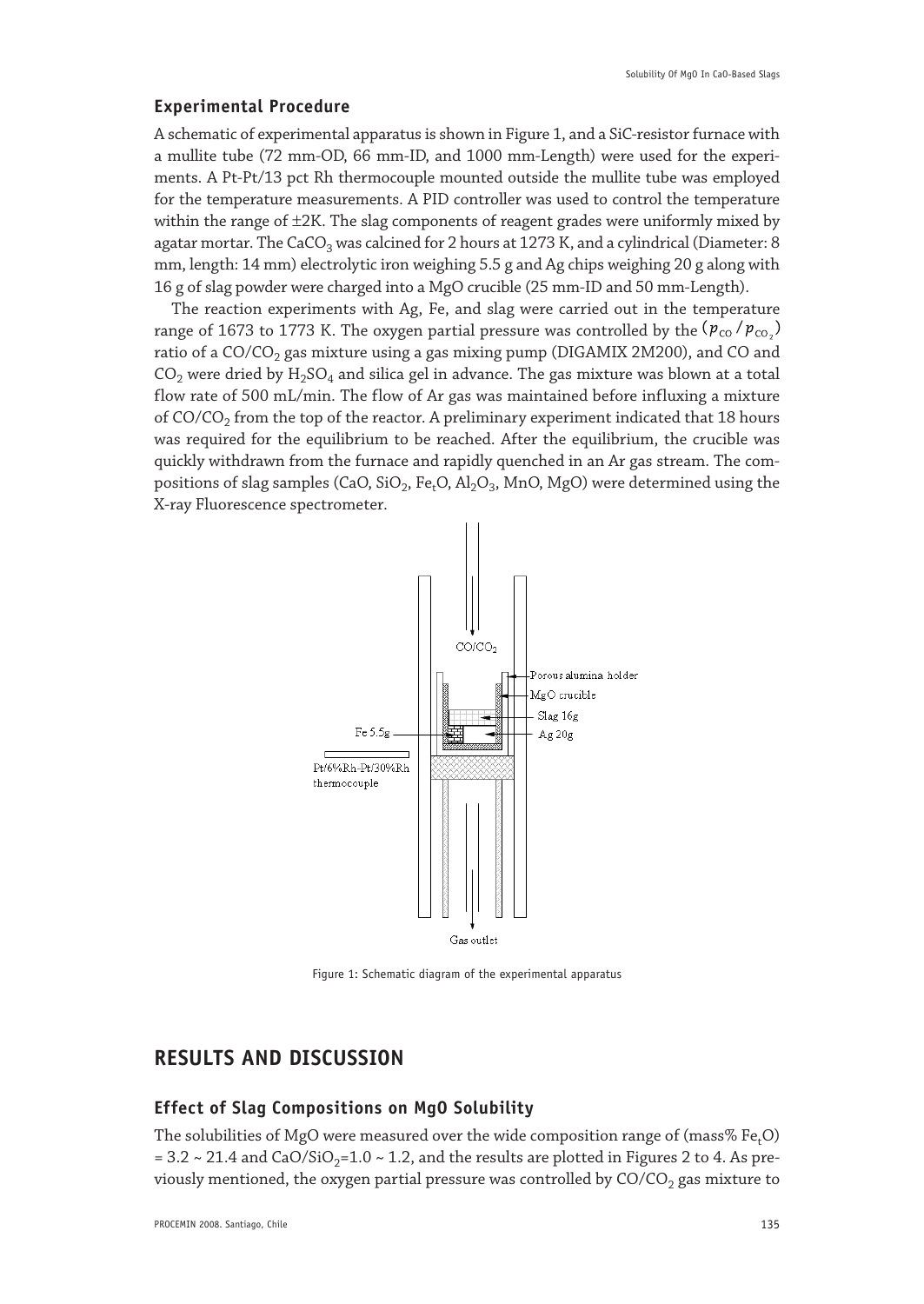### Experimental Procedure

A schematic of experimental apparatus is shown in Figure 1, and a SiC-resistor furnace with a mullite tube (72 mm-OD, 66 mm-ID, and 1000 mm-Length) were used for the experiments. A Pt-Pt/13 pct Rh thermocouple mounted outside the mullite tube was employed for the temperature measurements. A PID controller was used to control the temperature within the range of ±2K. The slag components of reagent grades were uniformly mixed by agatar mortar. The $CaCO_3$ was calcined for 2 hours at 1273 K, and a cylindrical (Diameter: 8 mm, length: 14 mm) electrolytic iron weighing 5.5 g and Ag chips weighing 20 g along with 16 g of slag powder were charged into a MgO crucible (25 mm-ID and 50 mm-Length).

The reaction experiments with Ag, Fe, and slag were carried out in the temperature range of 1673 to 1773 K. The oxygen partial pressure was controlled by the $(p_{CO}/p_{CO_2})$ ratio of a $CO/CO_2$ gas mixture using a gas mixing pump (DIGAMIX 2M200), and CO and $CO_2$ were dried by $H_2SO_4$ and silica gel in advance. The gas mixture was blown at a total flow rate of 500 mL/min. The flow of Ar gas was maintained before influxing a mixture of $CO/CO_2$ from the top of the reactor. A preliminary experiment indicated that 18 hours was required for the equilibrium to be reached. After the equilibrium, the crucible was quickly withdrawn from the furnace and rapidly quenched in an Ar gas stream. The compositions of slag samples (CaO, $SiO_2$, $Fe_tO$, $Al_2O_3$, MnO, MgO) were determined using the X-ray Fluorescence spectrometer.

Figure 1: Schematic diagram of the experimental apparatus

## RESULTS AND DISCUSSION

### Effect of Slag Compositions on MgO Solubility

The solubilities of MgO were measured over the wide composition range of (mass% $Fe_tO$) = 3.2 ~ 21.4 and $CaO/SiO_2$=1.0 ~ 1.2, and the results are plotted in Figures 2 to 4. As previously mentioned, the oxygen partial pressure was controlled by $CO/CO_2$ gas mixture to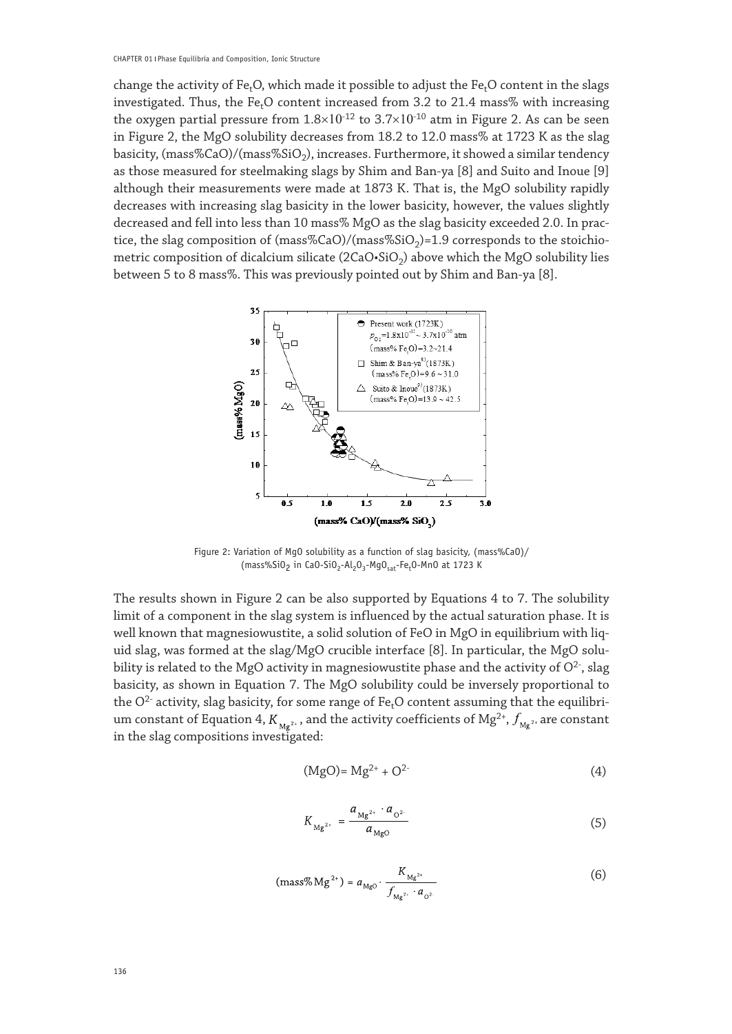change the activity of $Fe_tO$, which made it possible to adjust the $Fe_tO$ content in the slags investigated. Thus, the $Fe_tO$ content increased from 3.2 to 21.4 mass% with increasing the oxygen partial pressure from $1.8\times10^{-12}$ to $3.7\times10^{-10}$ atm in Figure 2. As can be seen in Figure 2, the MgO solubility decreases from 18.2 to 12.0 mass% at 1723 K as the slag basicity, (mass%CaO)/(mass%$SiO_2$), increases. Furthermore, it showed a similar tendency as those measured for steelmaking slags by Shim and Ban-ya [8] and Suito and Inoue [9] although their measurements were made at 1873 K. That is, the MgO solubility rapidly decreases with increasing slag basicity in the lower basicity, however, the values slightly decreased and fell into less than 10 mass% MgO as the slag basicity exceeded 2.0. In practice, the slag composition of (mass%CaO)/(mass%$SiO_2$)=1.9 corresponds to the stoichiometric composition of dicalcium silicate ($2CaO{\bullet}SiO_2$) above which the MgO solubility lies between 5 to 8 mass%. This was previously pointed out by Shim and Ban-ya [8].

Figure 2: Variation of MgO solubility as a function of slag basicity, (mass%CaO)/(mass%$SiO_2$ in $CaO\text{-}SiO_2\text{-}Al_2O_3\text{-}MgO_{sat}\text{-}Fe_tO\text{-}MnO$ at 1723 K

The results shown in Figure 2 can be also supported by Equations 4 to 7. The solubility limit of a component in the slag system is influenced by the actual saturation phase. It is well known that magnesiowustite, a solid solution of FeO in MgO in equilibrium with liquid slag, was formed at the slag/MgO crucible interface [8]. In particular, the MgO solubility is related to the MgO activity in magnesiowustite phase and the activity of $O^{2-}$, slag basicity, as shown in Equation 7. The MgO solubility could be inversely proportional to the $O^{2-}$ activity, slag basicity, for some range of $Fe_tO$ content assuming that the equilibrium constant of Equation 4, $K_{Mg^{2+}}$, and the activity coefficients of $Mg^{2+}$, $f_{Mg^{2+}}$, are constant in the slag compositions investigated:

$$(MgO) = Mg^{2+} + O^{2-} \tag{4}$$

$$K_{Mg^{2+}} = \frac{a_{Mg^{2+}} \cdot a_{O^{2-}}}{a_{MgO}} \tag{5}$$

$$(\text{mass\% } Mg^{2+}) = a_{MgO} \cdot \frac{K_{Mg^{2+}}}{f_{Mg^{2+}} \cdot a_{O^{2-}}} \tag{6}$$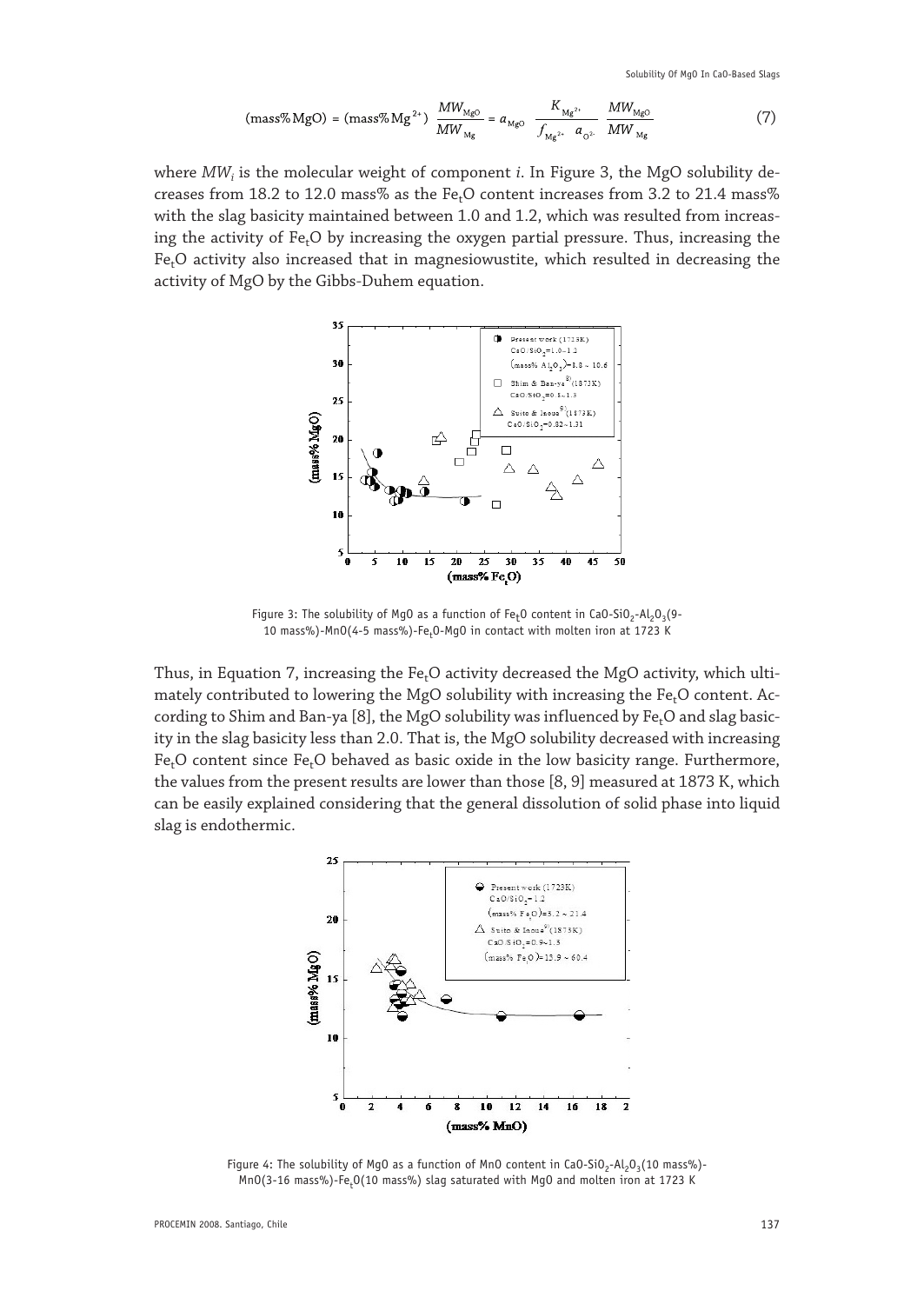$$(\text{mass\% MgO}) = (\text{mass\% Mg}^{2+})\ \frac{MW_{\text{MgO}}}{MW_{\text{Mg}}} = a_{\text{MgO}}\ \frac{K_{\text{Mg}^{2+}}}{f_{\text{Mg}^{2+}}\ a_{\text{O}^{2-}}}\ \frac{MW_{\text{MgO}}}{MW_{\text{Mg}}} \tag{7}$$

where $MW_i$ is the molecular weight of component $i$. In Figure 3, the MgO solubility decreases from 18.2 to 12.0 mass% as the $Fe_tO$ content increases from 3.2 to 21.4 mass% with the slag basicity maintained between 1.0 and 1.2, which was resulted from increasing the activity of $Fe_tO$ by increasing the oxygen partial pressure. Thus, increasing the $Fe_tO$ activity also increased that in magnesiowustite, which resulted in decreasing the activity of MgO by the Gibbs-Duhem equation.

Figure 3: The solubility of MgO as a function of $Fe_tO$ content in $CaO$-$SiO_2$-$Al_2O_3$(9-10 mass%)-MnO(4-5 mass%)-$Fe_tO$-MgO in contact with molten iron at 1723 K

Thus, in Equation 7, increasing the $Fe_tO$ activity decreased the MgO activity, which ultimately contributed to lowering the MgO solubility with increasing the $Fe_tO$ content. According to Shim and Ban-ya [8], the MgO solubility was influenced by $Fe_tO$ and slag basicity in the slag basicity less than 2.0. That is, the MgO solubility decreased with increasing $Fe_tO$ content since $Fe_tO$ behaved as basic oxide in the low basicity range. Furthermore, the values from the present results are lower than those [8, 9] measured at 1873 K, which can be easily explained considering that the general dissolution of solid phase into liquid slag is endothermic.

Figure 4: The solubility of MgO as a function of MnO content in $CaO$-$SiO_2$-$Al_2O_3$(10 mass%)-MnO(3-16 mass%)-$Fe_tO$(10 mass%) slag saturated with MgO and molten iron at 1723 K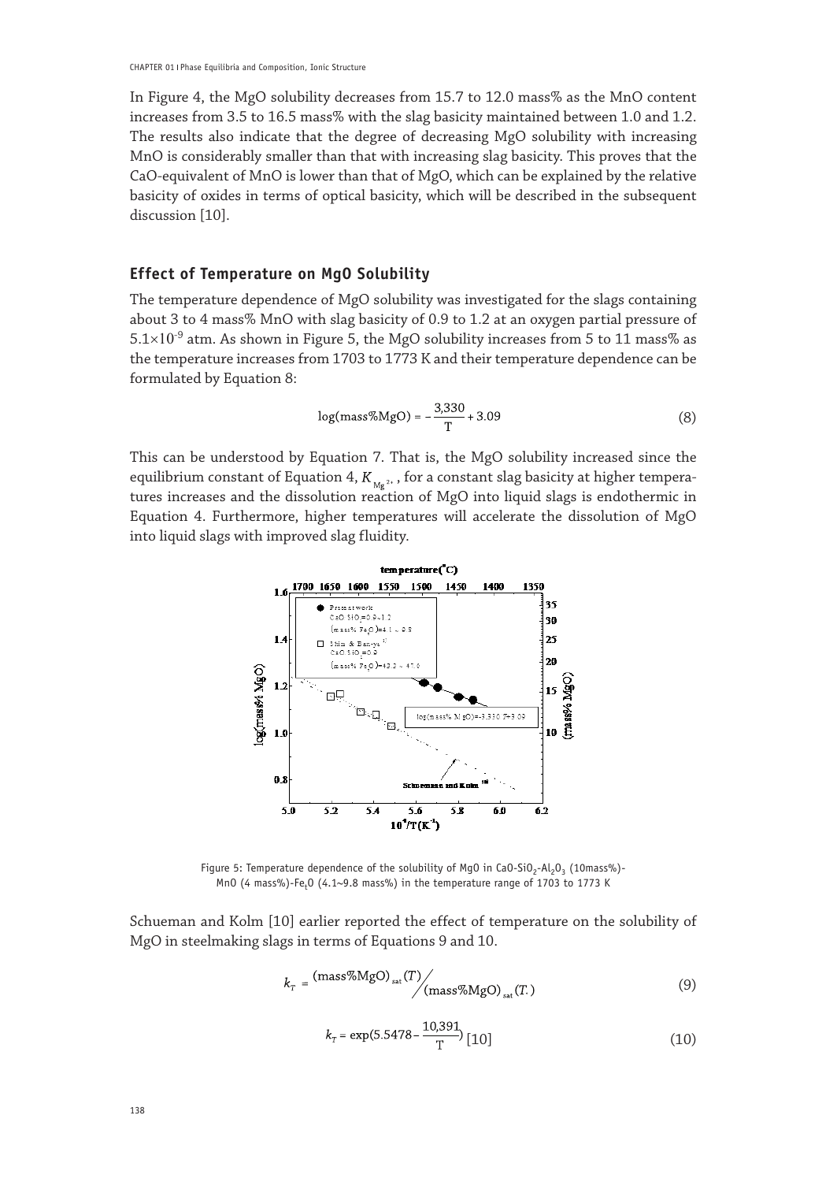In Figure 4, the MgO solubility decreases from 15.7 to 12.0 mass% as the MnO content increases from 3.5 to 16.5 mass% with the slag basicity maintained between 1.0 and 1.2. The results also indicate that the degree of decreasing MgO solubility with increasing MnO is considerably smaller than that with increasing slag basicity. This proves that the CaO-equivalent of MnO is lower than that of MgO, which can be explained by the relative basicity of oxides in terms of optical basicity, which will be described in the subsequent discussion [10].

### Effect of Temperature on MgO Solubility

The temperature dependence of MgO solubility was investigated for the slags containing about 3 to 4 mass% MnO with slag basicity of 0.9 to 1.2 at an oxygen partial pressure of $5.1\times10^{-9}$ atm. As shown in Figure 5, the MgO solubility increases from 5 to 11 mass% as the temperature increases from 1703 to 1773 K and their temperature dependence can be formulated by Equation 8:

$$\log(\text{mass\%MgO}) = -\frac{3{,}330}{T} + 3.09 \tag{8}$$

This can be understood by Equation 7. That is, the MgO solubility increased since the equilibrium constant of Equation 4, $K_{Mg^{2+}}$, for a constant slag basicity at higher temperatures increases and the dissolution reaction of MgO into liquid slags is endothermic in Equation 4. Furthermore, higher temperatures will accelerate the dissolution of MgO into liquid slags with improved slag fluidity.

Figure 5: Temperature dependence of the solubility of MgO in $CaO$-$SiO_2$-$Al_2O_3$ (10mass%)-MnO (4 mass%)-$Fe_tO$ (4.1~9.8 mass%) in the temperature range of 1703 to 1773 K

Schueman and Kolm [10] earlier reported the effect of temperature on the solubility of MgO in steelmaking slags in terms of Equations 9 and 10.

$$k_T = \frac{(\text{mass\%MgO})_{sat}(T)}{(\text{mass\%MgO})_{sat}(T_r)} \tag{9}$$

$$k_T = \exp(5.5478 - \frac{10{,}391}{T}) \; [10] \tag{10}$$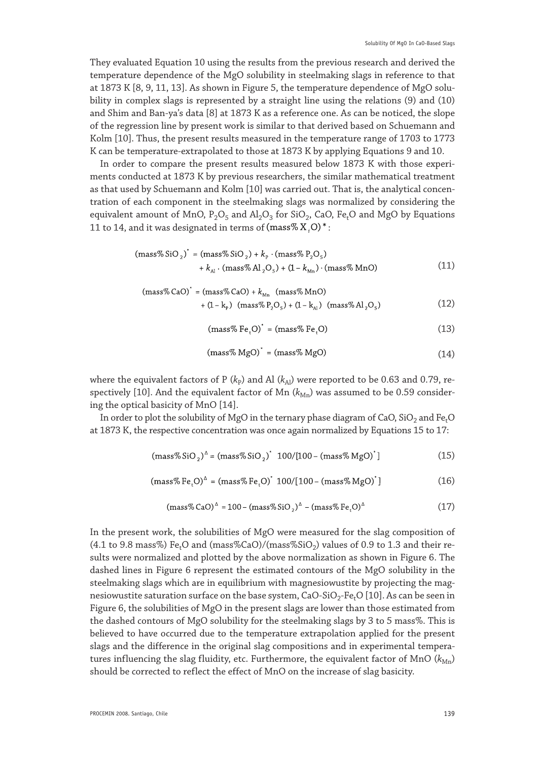They evaluated Equation 10 using the results from the previous research and derived the temperature dependence of the MgO solubility in steelmaking slags in reference to that at 1873 K [8, 9, 11, 13]. As shown in Figure 5, the temperature dependence of MgO solubility in complex slags is represented by a straight line using the relations (9) and (10) and Shim and Ban-ya's data [8] at 1873 K as a reference one. As can be noticed, the slope of the regression line by present work is similar to that derived based on Schuemann and Kolm [10]. Thus, the present results measured in the temperature range of 1703 to 1773 K can be temperature-extrapolated to those at 1873 K by applying Equations 9 and 10.

In order to compare the present results measured below 1873 K with those experiments conducted at 1873 K by previous researchers, the similar mathematical treatment as that used by Schuemann and Kolm [10] was carried out. That is, the analytical concentration of each component in the steelmaking slags was normalized by considering the equivalent amount of MnO, $P_2O_5$ and $Al_2O_3$ for $SiO_2$, CaO, $Fe_tO$ and MgO by Equations 11 to 14, and it was designated in terms of $(\text{mass\% } X_iO)^*$:

$$(\text{mass\% SiO}_2)^* = (\text{mass\% SiO}_2) + k_P \cdot (\text{mass\% P}_2\text{O}_5) + k_{Al} \cdot (\text{mass\% Al}_2\text{O}_5) + (1 - k_{Mn}) \cdot (\text{mass\% MnO}) \quad (11)$$

$$(\text{mass\% CaO})^* = (\text{mass\% CaO}) + k_{Mn} \ (\text{mass\% MnO}) + (1 - k_P) \ (\text{mass\% P}_2\text{O}_5) + (1 - k_{Al}) \ (\text{mass\% Al}_2\text{O}_5) \quad (12)$$

$$(\text{mass\% Fe}_t\text{O})^* = (\text{mass\% Fe}_t\text{O}) \quad (13)$$

$$(\text{mass\% MgO})^* = (\text{mass\% MgO}) \quad (14)$$

where the equivalent factors of P ($k_P$) and Al ($k_{Al}$) were reported to be 0.63 and 0.79, respectively [10]. And the equivalent factor of Mn ($k_{Mn}$) was assumed to be 0.59 considering the optical basicity of MnO [14].

In order to plot the solubility of MgO in the ternary phase diagram of CaO, $SiO_2$ and $Fe_tO$ at 1873 K, the respective concentration was once again normalized by Equations 15 to 17:

$$(\text{mass\% SiO}_2)^\Delta = (\text{mass\% SiO}_2)^* \ 100/[100 - (\text{mass\% MgO})^*] \quad (15)$$

$$(\text{mass\% Fe}_t\text{O})^\Delta = (\text{mass\% Fe}_t\text{O})^* \ 100/[100 - (\text{mass\% MgO})^*] \quad (16)$$

$$(\text{mass\% CaO})^\Delta = 100 - (\text{mass\% SiO}_2)^\Delta - (\text{mass\% Fe}_t\text{O})^\Delta \quad (17)$$

In the present work, the solubilities of MgO were measured for the slag composition of (4.1 to 9.8 mass%) $Fe_tO$ and (mass%CaO)/(mass%$SiO_2$) values of 0.9 to 1.3 and their results were normalized and plotted by the above normalization as shown in Figure 6. The dashed lines in Figure 6 represent the estimated contours of the MgO solubility in the steelmaking slags which are in equilibrium with magnesiowustite by projecting the magnesiowustite saturation surface on the base system, CaO-$SiO_2$-$Fe_tO$ [10]. As can be seen in Figure 6, the solubilities of MgO in the present slags are lower than those estimated from the dashed contours of MgO solubility for the steelmaking slags by 3 to 5 mass%. This is believed to have occurred due to the temperature extrapolation applied for the present slags and the difference in the original slag compositions and in experimental temperatures influencing the slag fluidity, etc. Furthermore, the equivalent factor of MnO ($k_{Mn}$) should be corrected to reflect the effect of MnO on the increase of slag basicity.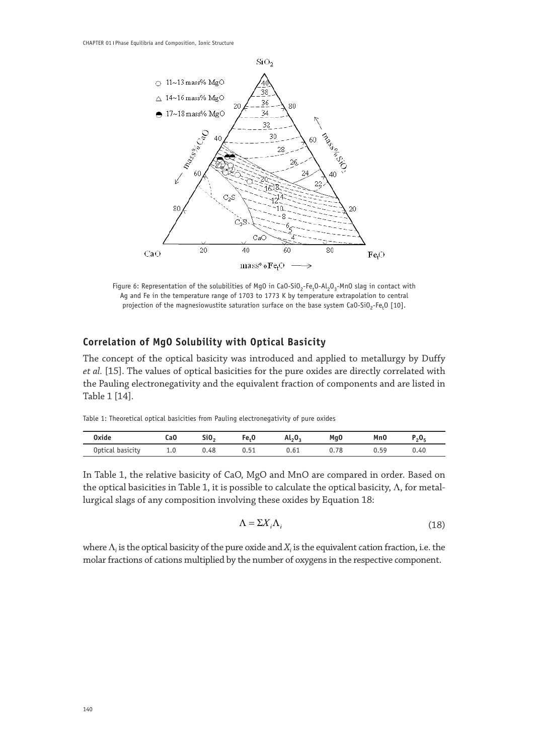Figure 6: Representation of the solubilities of MgO in $CaO$-$SiO_2$-$Fe_tO$-$Al_2O_3$-MnO slag in contact with Ag and Fe in the temperature range of 1703 to 1773 K by temperature extrapolation to central projection of the magnesiowustite saturation surface on the base system $CaO$-$SiO_2$-$Fe_tO$ [10].

## Correlation of MgO Solubility with Optical Basicity

The concept of the optical basicity was introduced and applied to metallurgy by Duffy *et al.* [15]. The values of optical basicities for the pure oxides are directly correlated with the Pauling electronegativity and the equivalent fraction of components and are listed in Table 1 [14].

Table 1: Theoretical optical basicities from Pauling electronegativity of pure oxides

| Oxide | CaO | $SiO_2$ | $Fe_tO$ | $Al_2O_3$ | MgO | MnO | $P_2O_5$ |
|---|---|---|---|---|---|---|---|
| Optical basicity | 1.0 | 0.48 | 0.51 | 0.61 | 0.78 | 0.59 | 0.40 |

In Table 1, the relative basicity of CaO, MgO and MnO are compared in order. Based on the optical basicities in Table 1, it is possible to calculate the optical basicity, $\Lambda$, for metallurgical slags of any composition involving these oxides by Equation 18:

$$\Lambda = \Sigma X_i \Lambda_i \tag{18}$$

where $\Lambda_i$ is the optical basicity of the pure oxide and $X_i$ is the equivalent cation fraction, i.e. the molar fractions of cations multiplied by the number of oxygens in the respective component.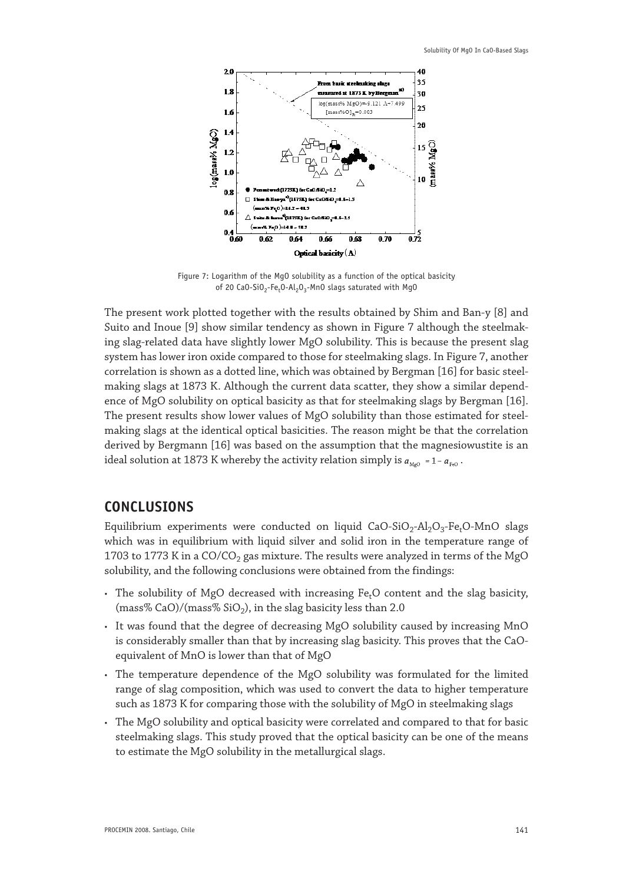Figure 7: Logarithm of the MgO solubility as a function of the optical basicity of 20 $CaO$-$SiO_2$-$Fe_tO$-$Al_2O_3$-$MnO$ slags saturated with MgO

The present work plotted together with the results obtained by Shim and Ban-y [8] and Suito and Inoue [9] show similar tendency as shown in Figure 7 although the steelmaking slag-related data have slightly lower MgO solubility. This is because the present slag system has lower iron oxide compared to those for steelmaking slags. In Figure 7, another correlation is shown as a dotted line, which was obtained by Bergman [16] for basic steelmaking slags at 1873 K. Although the current data scatter, they show a similar dependence of MgO solubility on optical basicity as that for steelmaking slags by Bergman [16]. The present results show lower values of MgO solubility than those estimated for steelmaking slags at the identical optical basicities. The reason might be that the correlation derived by Bergmann [16] was based on the assumption that the magnesiowustite is an ideal solution at 1873 K whereby the activity relation simply is $a_{MgO} = 1 - a_{FeO}$.

## CONCLUSIONS

Equilibrium experiments were conducted on liquid $CaO$-$SiO_2$-$Al_2O_3$-$Fe_tO$-$MnO$ slags which was in equilibrium with liquid silver and solid iron in the temperature range of 1703 to 1773 K in a $CO/CO_2$ gas mixture. The results were analyzed in terms of the MgO solubility, and the following conclusions were obtained from the findings:

- The solubility of MgO decreased with increasing $Fe_tO$ content and the slag basicity, (mass% CaO)/(mass% $SiO_2$), in the slag basicity less than 2.0
- It was found that the degree of decreasing MgO solubility caused by increasing MnO is considerably smaller than that by increasing slag basicity. This proves that the CaO-equivalent of MnO is lower than that of MgO
- The temperature dependence of the MgO solubility was formulated for the limited range of slag composition, which was used to convert the data to higher temperature such as 1873 K for comparing those with the solubility of MgO in steelmaking slags
- The MgO solubility and optical basicity were correlated and compared to that for basic steelmaking slags. This study proved that the optical basicity can be one of the means to estimate the MgO solubility in the metallurgical slags.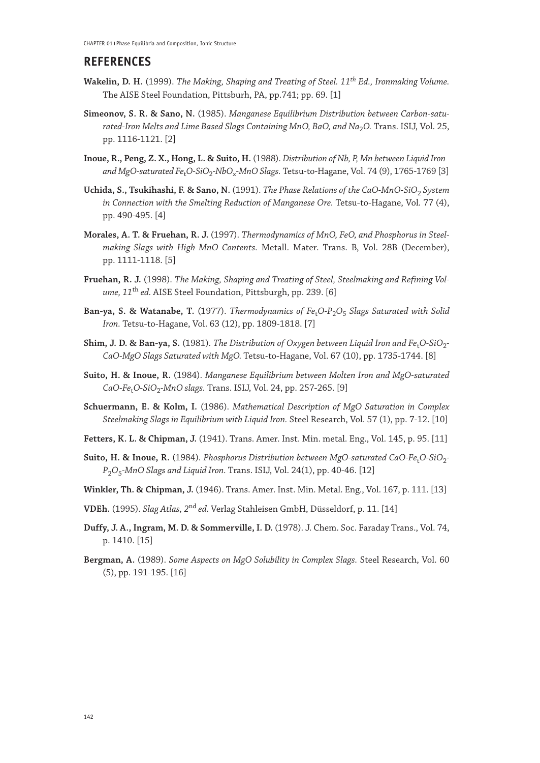## REFERENCES

**Wakelin, D. H.** (1999). *The Making, Shaping and Treating of Steel. 11th Ed., Ironmaking Volume.* The AISE Steel Foundation, Pittsburh, PA, pp.741; pp. 69. [1]

**Simeonov, S. R. & Sano, N.** (1985). *Manganese Equilibrium Distribution between Carbon-saturated-Iron Melts and Lime Based Slags Containing MnO, BaO, and $Na_2O$.* Trans. ISIJ, Vol. 25, pp. 1116-1121. [2]

**Inoue, R., Peng, Z. X., Hong, L. & Suito, H.** (1988). *Distribution of Nb, P, Mn between Liquid Iron and MgO-saturated $Fe_tO$-$SiO_2$-$NbO_x$-MnO Slags.* Tetsu-to-Hagane, Vol. 74 (9), 1765-1769 [3]

**Uchida, S., Tsukihashi, F. & Sano, N.** (1991). *The Phase Relations of the CaO-MnO-$SiO_2$ System in Connection with the Smelting Reduction of Manganese Ore.* Tetsu-to-Hagane, Vol. 77 (4), pp. 490-495. [4]

**Morales, A. T. & Fruehan, R. J.** (1997). *Thermodynamics of MnO, FeO, and Phosphorus in Steelmaking Slags with High MnO Contents.* Metall. Mater. Trans. B, Vol. 28B (December), pp. 1111-1118. [5]

**Fruehan, R. J.** (1998). *The Making, Shaping and Treating of Steel, Steelmaking and Refining Volume, 11th ed.* AISE Steel Foundation, Pittsburgh, pp. 239. [6]

**Ban-ya, S. & Watanabe, T.** (1977). *Thermodynamics of $Fe_tO$-$P_2O_5$ Slags Saturated with Solid Iron.* Tetsu-to-Hagane, Vol. 63 (12), pp. 1809-1818. [7]

**Shim, J. D. & Ban-ya, S.** (1981). *The Distribution of Oxygen between Liquid Iron and $Fe_tO$-$SiO_2$-CaO-MgO Slags Saturated with MgO.* Tetsu-to-Hagane, Vol. 67 (10), pp. 1735-1744. [8]

**Suito, H. & Inoue, R.** (1984). *Manganese Equilibrium between Molten Iron and MgO-saturated CaO-$Fe_tO$-$SiO_2$-MnO slags.* Trans. ISIJ, Vol. 24, pp. 257-265. [9]

**Schuermann, E. & Kolm, I.** (1986). *Mathematical Description of MgO Saturation in Complex Steelmaking Slags in Equilibrium with Liquid Iron.* Steel Research, Vol. 57 (1), pp. 7-12. [10]

**Fetters, K. L. & Chipman, J.** (1941). Trans. Amer. Inst. Min. metal. Eng., Vol. 145, p. 95. [11]

**Suito, H. & Inoue, R.** (1984). *Phosphorus Distribution between MgO-saturated CaO-$Fe_tO$-$SiO_2$-$P_2O_5$-MnO Slags and Liquid Iron.* Trans. ISIJ, Vol. 24(1), pp. 40-46. [12]

**Winkler, Th. & Chipman, J.** (1946). Trans. Amer. Inst. Min. Metal. Eng., Vol. 167, p. 111. [13]

**VDEh.** (1995). *Slag Atlas, 2nd ed.* Verlag Stahleisen GmbH, Düsseldorf, p. 11. [14]

**Duffy, J. A., Ingram, M. D. & Sommerville, I. D.** (1978). J. Chem. Soc. Faraday Trans., Vol. 74, p. 1410. [15]

**Bergman, A.** (1989). *Some Aspects on MgO Solubility in Complex Slags.* Steel Research, Vol. 60 (5), pp. 191-195. [16]